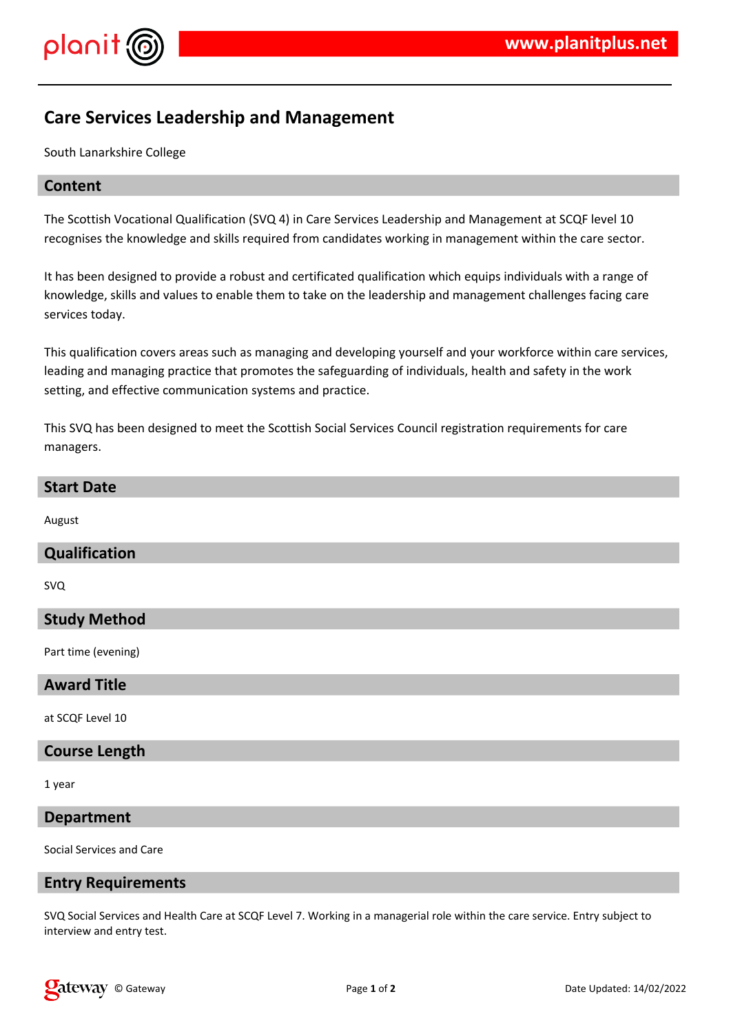# Care Services Leadership and Management

South Lanarkshire College

## Content

The Scottish Vocational Qualification (SVQ 4) in Care Services Leadership and Management at SCQF level 10 recognises the knowledge and skills required from candidates working in management within the care sector.

It has been designed to provide a robust and certificated qualification which equips individuals with a range of knowledge, skills and values to enable them to take on the leadership and management challenges facing care services today.

This qualification covers areas such as managing and developing yourself and your workforce within care services, leading and managing practice that promotes the safeguarding of individuals, health and safety in the work setting, and effective communication systems and practice.

This SVQ has been designed to meet the Scottish Social Services Council registration requirements for care managers.

## Start Date

August

## Qualification

SVQ

## Study Method

Part time (evening)

## Award Title

at SCQF Level 10

## Course Length

1 year

## Department

Social Services and Care

## Entry Requirements

SVQ Social Services and Health Care at SCQF Level 7. Working in a managerial role within the care service. Entry subject to interview and entry test.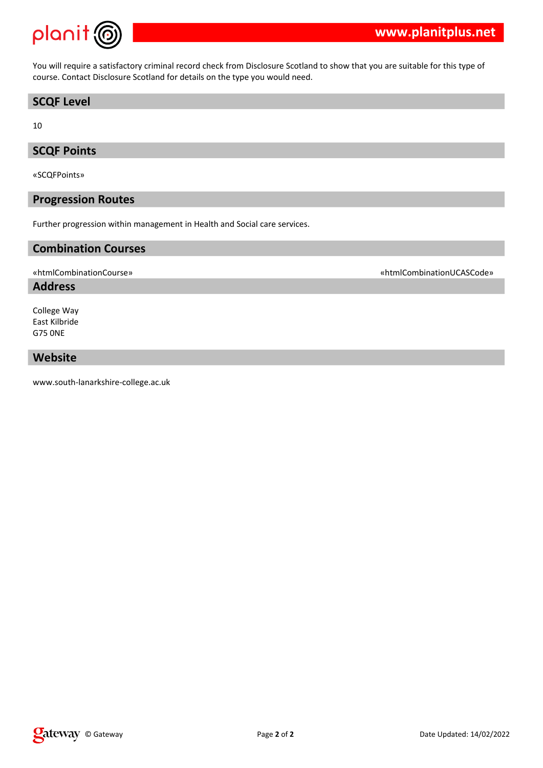You will require a satisfactory criminal record check from Disclosure Scotland to show that you are suitable for this type of course. Contact Disclosure Scotland for details on the type you would need.

## SCQF Level

10

## SCQF Points

«SCQFPoints»

## Progression Routes

Further progression within management in Health and Social care services.

## Combination Courses

«htmlCombinationCourse» «htmlCombinationUCASCode»

## Address

College Way
East Kilbride
G75 0NE

## Website

www.south-lanarkshire-college.ac.uk